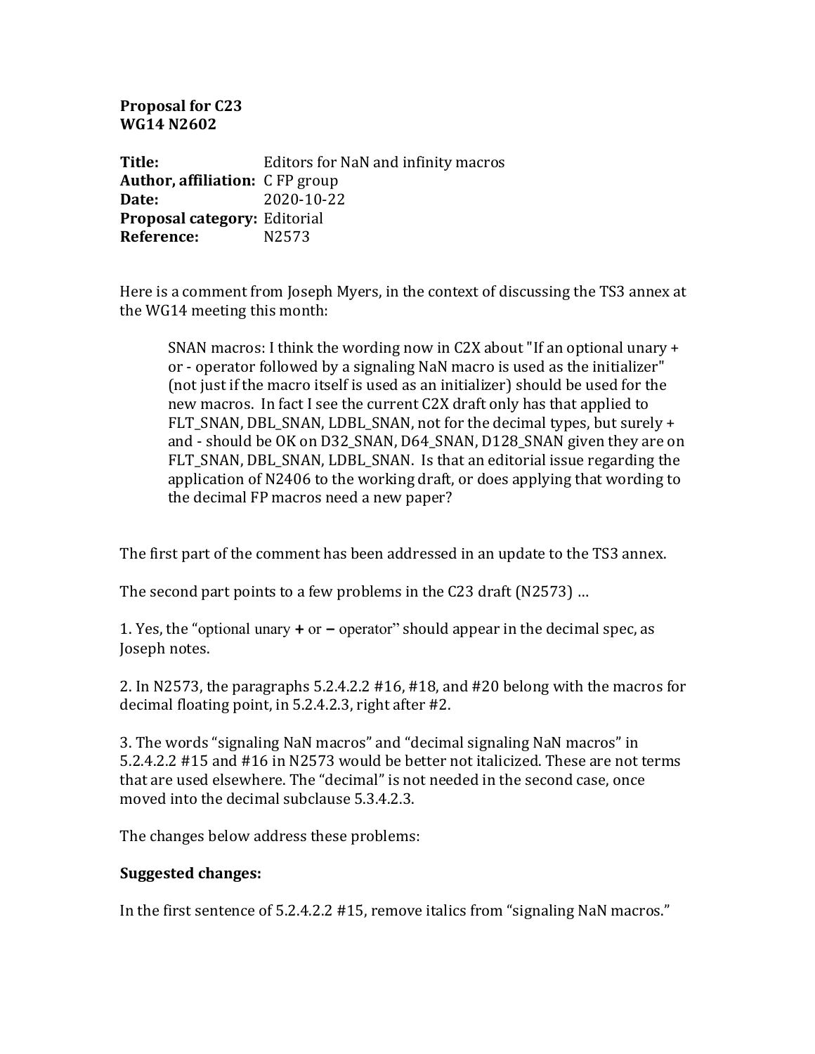**Proposal for C23**
**WG14 N2602**

**Title:** Editors for NaN and infinity macros
**Author, affiliation:** C FP group
**Date:** 2020-10-22
**Proposal category:** Editorial
**Reference:** N2573

Here is a comment from Joseph Myers, in the context of discussing the TS3 annex at the WG14 meeting this month:

> SNAN macros: I think the wording now in C2X about "If an optional unary + or - operator followed by a signaling NaN macro is used as the initializer" (not just if the macro itself is used as an initializer) should be used for the new macros. In fact I see the current C2X draft only has that applied to FLT_SNAN, DBL_SNAN, LDBL_SNAN, not for the decimal types, but surely + and - should be OK on D32_SNAN, D64_SNAN, D128_SNAN given they are on FLT_SNAN, DBL_SNAN, LDBL_SNAN. Is that an editorial issue regarding the application of N2406 to the working draft, or does applying that wording to the decimal FP macros need a new paper?

The first part of the comment has been addressed in an update to the TS3 annex.

The second part points to a few problems in the C23 draft (N2573) …

1. Yes, the "optional unary **+** or **–** operator" should appear in the decimal spec, as Joseph notes.

2. In N2573, the paragraphs 5.2.4.2.2 #16, #18, and #20 belong with the macros for decimal floating point, in 5.2.4.2.3, right after #2.

3. The words "signaling NaN macros" and "decimal signaling NaN macros" in 5.2.4.2.2 #15 and #16 in N2573 would be better not italicized. These are not terms that are used elsewhere. The "decimal" is not needed in the second case, once moved into the decimal subclause 5.3.4.2.3.

The changes below address these problems:

**Suggested changes:**

In the first sentence of 5.2.4.2.2 #15, remove italics from "signaling NaN macros."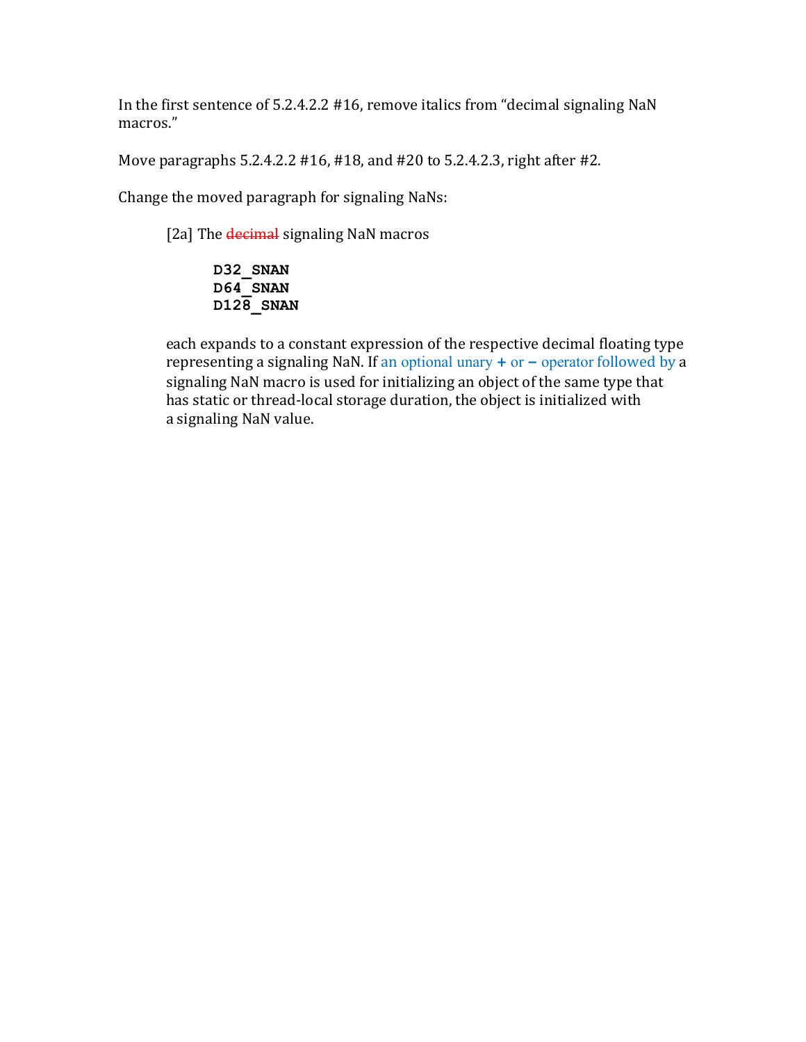In the first sentence of 5.2.4.2.2 #16, remove italics from "decimal signaling NaN macros."

Move paragraphs 5.2.4.2.2 #16, #18, and #20 to 5.2.4.2.3, right after #2.

Change the moved paragraph for signaling NaNs:

> [2a] The ~~decimal~~ signaling NaN macros
>
> ```
> D32_SNAN
> D64_SNAN
> D128_SNAN
> ```
>
> each expands to a constant expression of the respective decimal floating type representing a signaling NaN. If an optional unary **+** or **−** operator followed by a signaling NaN macro is used for initializing an object of the same type that has static or thread-local storage duration, the object is initialized with a signaling NaN value.